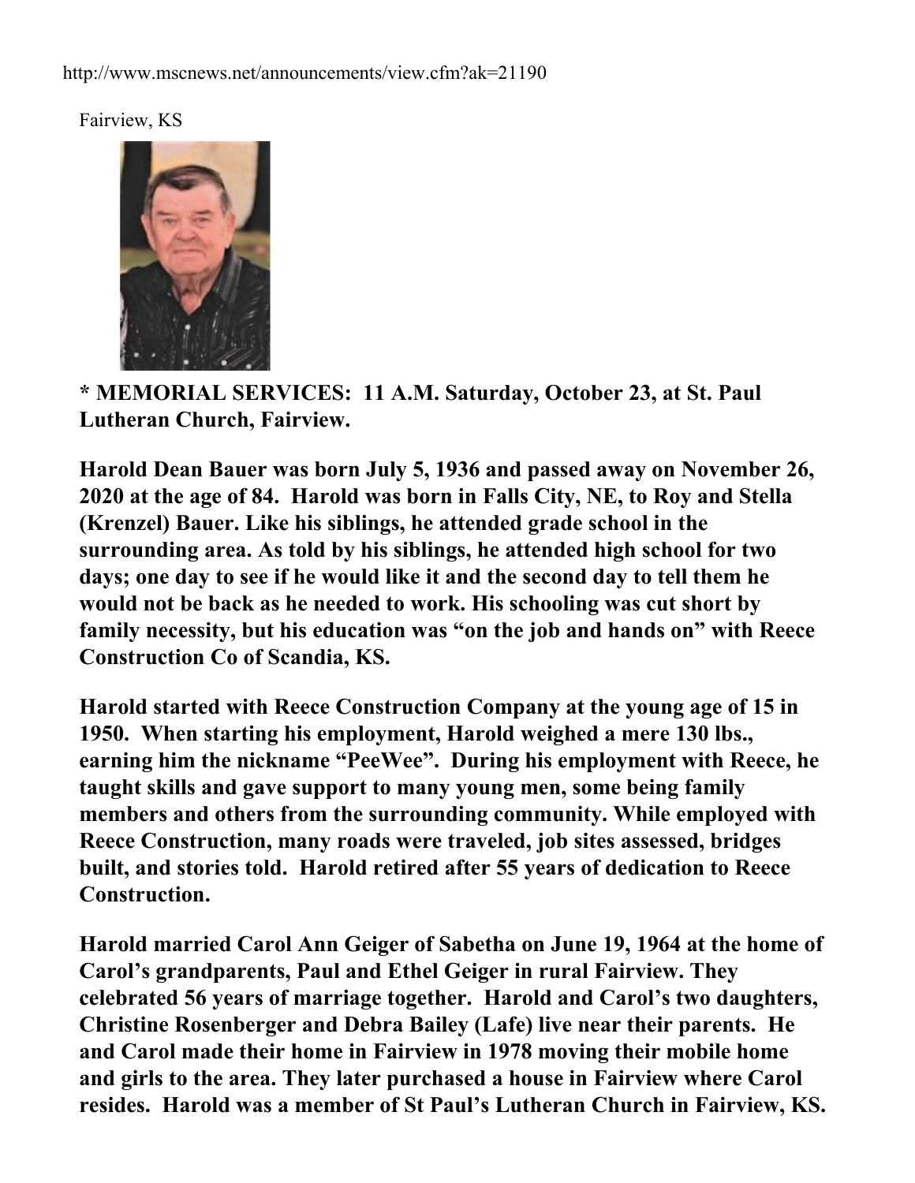http://www.mscnews.net/announcements/view.cfm?ak=21190

Fairview, KS

**\* MEMORIAL SERVICES: 11 A.M. Saturday, October 23, at St. Paul Lutheran Church, Fairview.**

**Harold Dean Bauer was born July 5, 1936 and passed away on November 26, 2020 at the age of 84. Harold was born in Falls City, NE, to Roy and Stella (Krenzel) Bauer. Like his siblings, he attended grade school in the surrounding area. As told by his siblings, he attended high school for two days; one day to see if he would like it and the second day to tell them he would not be back as he needed to work. His schooling was cut short by family necessity, but his education was "on the job and hands on" with Reece Construction Co of Scandia, KS.**

**Harold started with Reece Construction Company at the young age of 15 in 1950. When starting his employment, Harold weighed a mere 130 lbs., earning him the nickname "PeeWee". During his employment with Reece, he taught skills and gave support to many young men, some being family members and others from the surrounding community. While employed with Reece Construction, many roads were traveled, job sites assessed, bridges built, and stories told. Harold retired after 55 years of dedication to Reece Construction.**

**Harold married Carol Ann Geiger of Sabetha on June 19, 1964 at the home of Carol's grandparents, Paul and Ethel Geiger in rural Fairview. They celebrated 56 years of marriage together. Harold and Carol's two daughters, Christine Rosenberger and Debra Bailey (Lafe) live near their parents. He and Carol made their home in Fairview in 1978 moving their mobile home and girls to the area. They later purchased a house in Fairview where Carol resides. Harold was a member of St Paul's Lutheran Church in Fairview, KS.**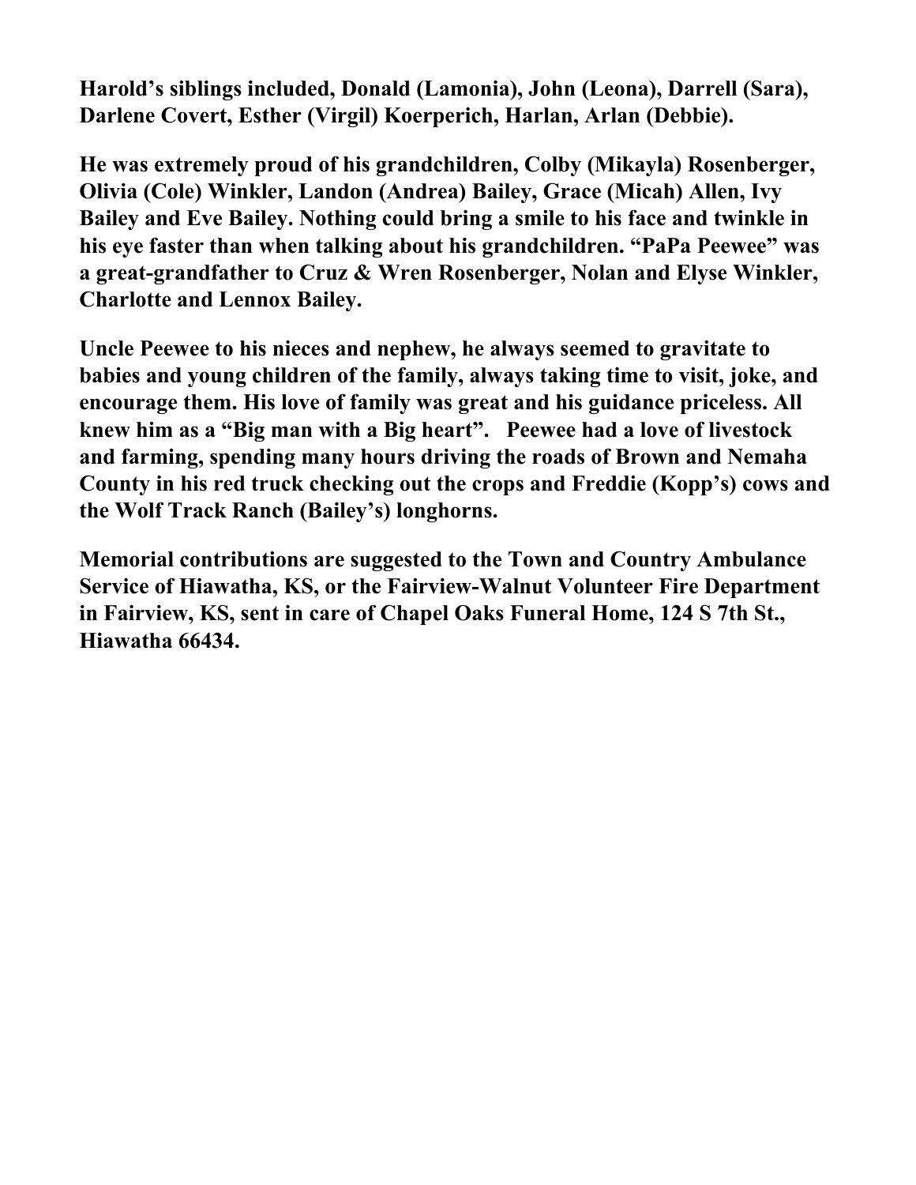**Harold's siblings included, Donald (Lamonia), John (Leona), Darrell (Sara), Darlene Covert, Esther (Virgil) Koerperich, Harlan, Arlan (Debbie).**

**He was extremely proud of his grandchildren, Colby (Mikayla) Rosenberger, Olivia (Cole) Winkler, Landon (Andrea) Bailey, Grace (Micah) Allen, Ivy Bailey and Eve Bailey. Nothing could bring a smile to his face and twinkle in his eye faster than when talking about his grandchildren. "PaPa Peewee" was a great-grandfather to Cruz & Wren Rosenberger, Nolan and Elyse Winkler, Charlotte and Lennox Bailey.**

**Uncle Peewee to his nieces and nephew, he always seemed to gravitate to babies and young children of the family, always taking time to visit, joke, and encourage them. His love of family was great and his guidance priceless. All knew him as a "Big man with a Big heart". Peewee had a love of livestock and farming, spending many hours driving the roads of Brown and Nemaha County in his red truck checking out the crops and Freddie (Kopp's) cows and the Wolf Track Ranch (Bailey's) longhorns.**

**Memorial contributions are suggested to the Town and Country Ambulance Service of Hiawatha, KS, or the Fairview-Walnut Volunteer Fire Department in Fairview, KS, sent in care of Chapel Oaks Funeral Home, 124 S 7th St., Hiawatha 66434.**